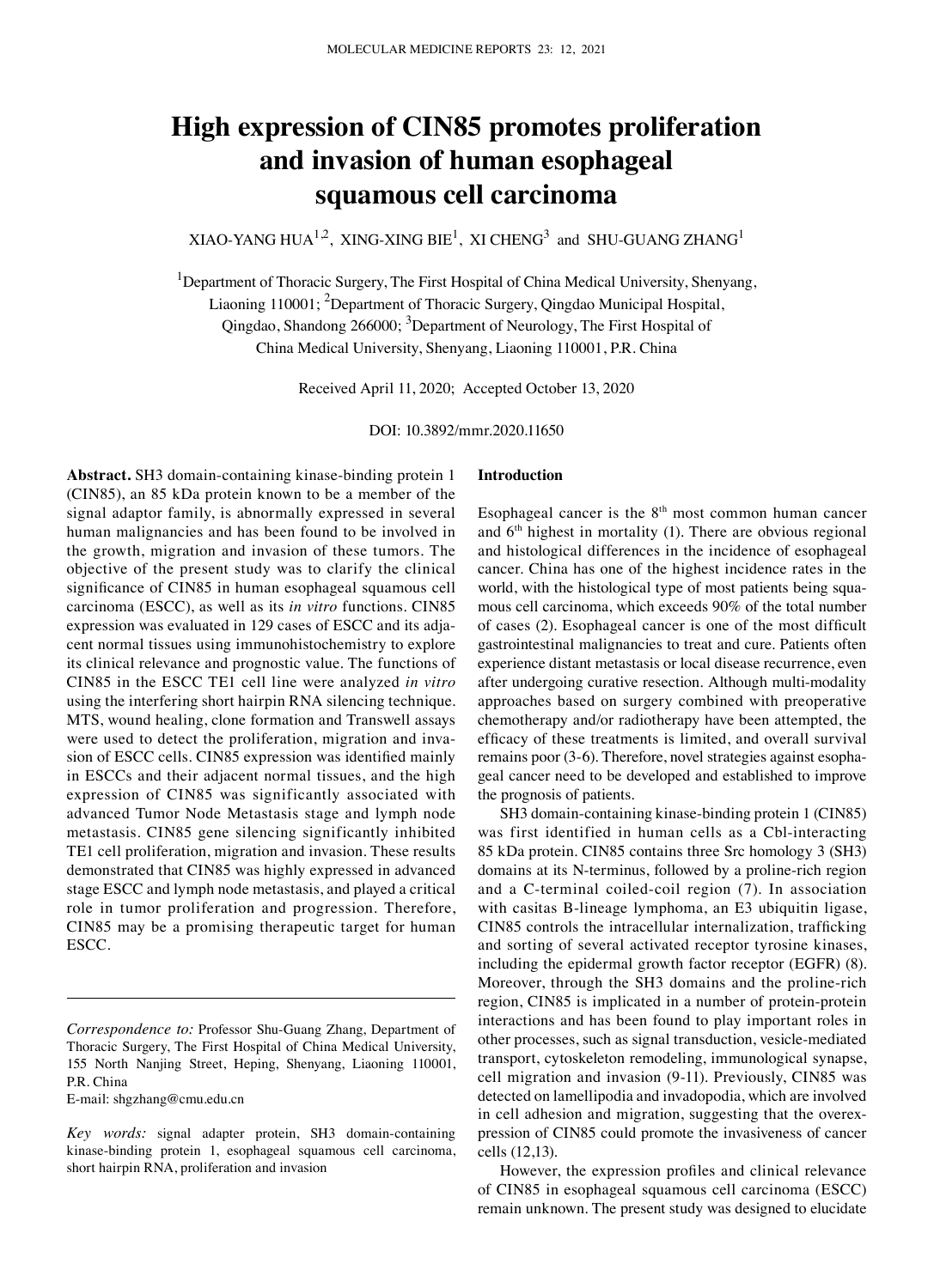# High expression of CIN85 promotes proliferation and invasion of human esophageal squamous cell carcinoma

XIAO-YANG HUA[1,2], XING-XING BIE[1], XI CHENG[3] and SHU-GUANG ZHANG[1]

[1]Department of Thoracic Surgery, The First Hospital of China Medical University, Shenyang, Liaoning 110001; [2]Department of Thoracic Surgery, Qingdao Municipal Hospital, Qingdao, Shandong 266000; [3]Department of Neurology, The First Hospital of China Medical University, Shenyang, Liaoning 110001, P.R. China

Received April 11, 2020; Accepted October 13, 2020

DOI: 10.3892/mmr.2020.11650

**Abstract.** SH3 domain-containing kinase-binding protein 1 (CIN85), an 85 kDa protein known to be a member of the signal adaptor family, is abnormally expressed in several human malignancies and has been found to be involved in the growth, migration and invasion of these tumors. The objective of the present study was to clarify the clinical significance of CIN85 in human esophageal squamous cell carcinoma (ESCC), as well as its *in vitro* functions. CIN85 expression was evaluated in 129 cases of ESCC and its adjacent normal tissues using immunohistochemistry to explore its clinical relevance and prognostic value. The functions of CIN85 in the ESCC TE1 cell line were analyzed *in vitro* using the interfering short hairpin RNA silencing technique. MTS, wound healing, clone formation and Transwell assays were used to detect the proliferation, migration and invasion of ESCC cells. CIN85 expression was identified mainly in ESCCs and their adjacent normal tissues, and the high expression of CIN85 was significantly associated with advanced Tumor Node Metastasis stage and lymph node metastasis. CIN85 gene silencing significantly inhibited TE1 cell proliferation, migration and invasion. These results demonstrated that CIN85 was highly expressed in advanced stage ESCC and lymph node metastasis, and played a critical role in tumor proliferation and progression. Therefore, CIN85 may be a promising therapeutic target for human ESCC.

*Correspondence to:* Professor Shu-Guang Zhang, Department of Thoracic Surgery, The First Hospital of China Medical University, 155 North Nanjing Street, Heping, Shenyang, Liaoning 110001, P.R. China
E-mail: shgzhang@cmu.edu.cn

*Key words:* signal adapter protein, SH3 domain-containing kinase-binding protein 1, esophageal squamous cell carcinoma, short hairpin RNA, proliferation and invasion

## Introduction

Esophageal cancer is the 8th most common human cancer and 6th highest in mortality (1). There are obvious regional and histological differences in the incidence of esophageal cancer. China has one of the highest incidence rates in the world, with the histological type of most patients being squamous cell carcinoma, which exceeds 90% of the total number of cases (2). Esophageal cancer is one of the most difficult gastrointestinal malignancies to treat and cure. Patients often experience distant metastasis or local disease recurrence, even after undergoing curative resection. Although multi-modality approaches based on surgery combined with preoperative chemotherapy and/or radiotherapy have been attempted, the efficacy of these treatments is limited, and overall survival remains poor (3-6). Therefore, novel strategies against esophageal cancer need to be developed and established to improve the prognosis of patients.

SH3 domain-containing kinase-binding protein 1 (CIN85) was first identified in human cells as a Cbl-interacting 85 kDa protein. CIN85 contains three Src homology 3 (SH3) domains at its N-terminus, followed by a proline-rich region and a C-terminal coiled-coil region (7). In association with casitas B-lineage lymphoma, an E3 ubiquitin ligase, CIN85 controls the intracellular internalization, trafficking and sorting of several activated receptor tyrosine kinases, including the epidermal growth factor receptor (EGFR) (8). Moreover, through the SH3 domains and the proline-rich region, CIN85 is implicated in a number of protein-protein interactions and has been found to play important roles in other processes, such as signal transduction, vesicle-mediated transport, cytoskeleton remodeling, immunological synapse, cell migration and invasion (9-11). Previously, CIN85 was detected on lamellipodia and invadopodia, which are involved in cell adhesion and migration, suggesting that the overexpression of CIN85 could promote the invasiveness of cancer cells (12,13).

However, the expression profiles and clinical relevance of CIN85 in esophageal squamous cell carcinoma (ESCC) remain unknown. The present study was designed to elucidate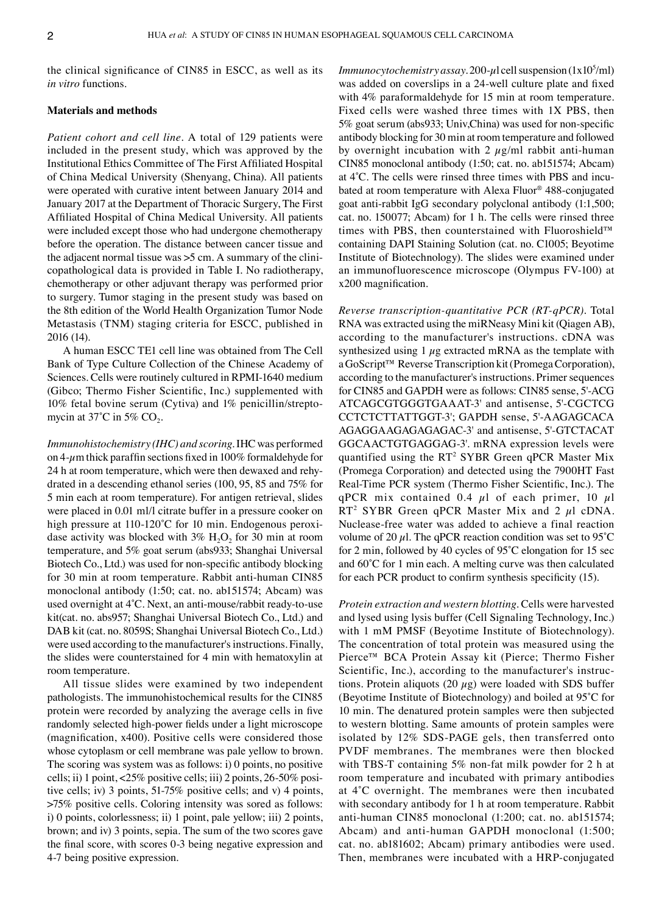the clinical significance of CIN85 in ESCC, as well as its *in vitro* functions.

## Materials and methods

*Patient cohort and cell line.* A total of 129 patients were included in the present study, which was approved by the Institutional Ethics Committee of The First Affiliated Hospital of China Medical University (Shenyang, China). All patients were operated with curative intent between January 2014 and January 2017 at the Department of Thoracic Surgery, The First Affiliated Hospital of China Medical University. All patients were included except those who had undergone chemotherapy before the operation. The distance between cancer tissue and the adjacent normal tissue was >5 cm. A summary of the clinicopathological data is provided in Table I. No radiotherapy, chemotherapy or other adjuvant therapy was performed prior to surgery. Tumor staging in the present study was based on the 8th edition of the World Health Organization Tumor Node Metastasis (TNM) staging criteria for ESCC, published in 2016 (14).

A human ESCC TE1 cell line was obtained from The Cell Bank of Type Culture Collection of the Chinese Academy of Sciences. Cells were routinely cultured in RPMI-1640 medium (Gibco; Thermo Fisher Scientific, Inc.) supplemented with 10% fetal bovine serum (Cytiva) and 1% penicillin/streptomycin at 37˚C in 5% $CO_2$.

*Immunohistochemistry (IHC) and scoring.* IHC was performed on 4-$\mu$m thick paraffin sections fixed in 100% formaldehyde for 24 h at room temperature, which were then dewaxed and rehydrated in a descending ethanol series (100, 95, 85 and 75% for 5 min each at room temperature). For antigen retrieval, slides were placed in 0.01 ml/l citrate buffer in a pressure cooker on high pressure at 110-120˚C for 10 min. Endogenous peroxidase activity was blocked with 3% $H_2O_2$ for 30 min at room temperature, and 5% goat serum (abs933; Shanghai Universal Biotech Co., Ltd.) was used for non-specific antibody blocking for 30 min at room temperature. Rabbit anti-human CIN85 monoclonal antibody (1:50; cat. no. ab151574; Abcam) was used overnight at 4˚C. Next, an anti-mouse/rabbit ready-to-use kit(cat. no. abs957; Shanghai Universal Biotech Co., Ltd.) and DAB kit (cat. no. 8059S; Shanghai Universal Biotech Co., Ltd.) were used according to the manufacturer's instructions. Finally, the slides were counterstained for 4 min with hematoxylin at room temperature.

All tissue slides were examined by two independent pathologists. The immunohistochemical results for the CIN85 protein were recorded by analyzing the average cells in five randomly selected high-power fields under a light microscope (magnification, x400). Positive cells were considered those whose cytoplasm or cell membrane was pale yellow to brown. The scoring was system was as follows: i) 0 points, no positive cells; ii) 1 point, <25% positive cells; iii) 2 points, 26-50% positive cells; iv) 3 points, 51-75% positive cells; and v) 4 points, >75% positive cells. Coloring intensity was sored as follows: i) 0 points, colorlessness; ii) 1 point, pale yellow; iii) 2 points, brown; and iv) 3 points, sepia. The sum of the two scores gave the final score, with scores 0-3 being negative expression and 4-7 being positive expression.

*Immunocytochemistry assay.* 200-$\mu$l cell suspension ($1\times10^5$/ml) was added on coverslips in a 24-well culture plate and fixed with 4% paraformaldehyde for 15 min at room temperature. Fixed cells were washed three times with 1X PBS, then 5% goat serum (abs933; Univ,China) was used for non-specific antibody blocking for 30 min at room temperature and followed by overnight incubation with 2 $\mu$g/ml rabbit anti-human CIN85 monoclonal antibody (1:50; cat. no. ab151574; Abcam) at 4˚C. The cells were rinsed three times with PBS and incubated at room temperature with Alexa Fluor® 488-conjugated goat anti-rabbit IgG secondary polyclonal antibody (1:1,500; cat. no. 150077; Abcam) for 1 h. The cells were rinsed three times with PBS, then counterstained with Fluoroshield™ containing DAPI Staining Solution (cat. no. C1005; Beyotime Institute of Biotechnology). The slides were examined under an immunofluorescence microscope (Olympus FV-100) at x200 magnification.

*Reverse transcription-quantitative PCR (RT-qPCR).* Total RNA was extracted using the miRNeasy Mini kit (Qiagen AB), according to the manufacturer's instructions. cDNA was synthesized using 1 $\mu$g extracted mRNA as the template with a GoScript™ Reverse Transcription kit (Promega Corporation), according to the manufacturer's instructions. Primer sequences for CIN85 and GAPDH were as follows: CIN85 sense, 5'-ACG ATCAGCGTGGGTGAAAT-3' and antisense, 5'-CGCTCG CCTCTCTTATTGGT-3'; GAPDH sense, 5'-AAGAGCACA AGAGGAAGAGAGAGAC-3' and antisense, 5'-GTCTACAT GGCAACTGTGAGGAG-3'. mRNA expression levels were quantified using the $RT^2$ SYBR Green qPCR Master Mix (Promega Corporation) and detected using the 7900HT Fast Real-Time PCR system (Thermo Fisher Scientific, Inc.). The qPCR mix contained 0.4 $\mu$l of each primer, 10 $\mu$l $RT^2$ SYBR Green qPCR Master Mix and 2 $\mu$l cDNA. Nuclease-free water was added to achieve a final reaction volume of 20 $\mu$l. The qPCR reaction condition was set to 95˚C for 2 min, followed by 40 cycles of 95˚C elongation for 15 sec and 60˚C for 1 min each. A melting curve was then calculated for each PCR product to confirm synthesis specificity (15).

*Protein extraction and western blotting.* Cells were harvested and lysed using lysis buffer (Cell Signaling Technology, Inc.) with 1 mM PMSF (Beyotime Institute of Biotechnology). The concentration of total protein was measured using the Pierce™ BCA Protein Assay kit (Pierce; Thermo Fisher Scientific, Inc.), according to the manufacturer's instructions. Protein aliquots (20 $\mu$g) were loaded with SDS buffer (Beyotime Institute of Biotechnology) and boiled at 95˚C for 10 min. The denatured protein samples were then subjected to western blotting. Same amounts of protein samples were isolated by 12% SDS-PAGE gels, then transferred onto PVDF membranes. The membranes were then blocked with TBS-T containing 5% non-fat milk powder for 2 h at room temperature and incubated with primary antibodies at 4˚C overnight. The membranes were then incubated with secondary antibody for 1 h at room temperature. Rabbit anti-human CIN85 monoclonal (1:200; cat. no. ab151574; Abcam) and anti-human GAPDH monoclonal (1:500; cat. no. ab181602; Abcam) primary antibodies were used. Then, membranes were incubated with a HRP-conjugated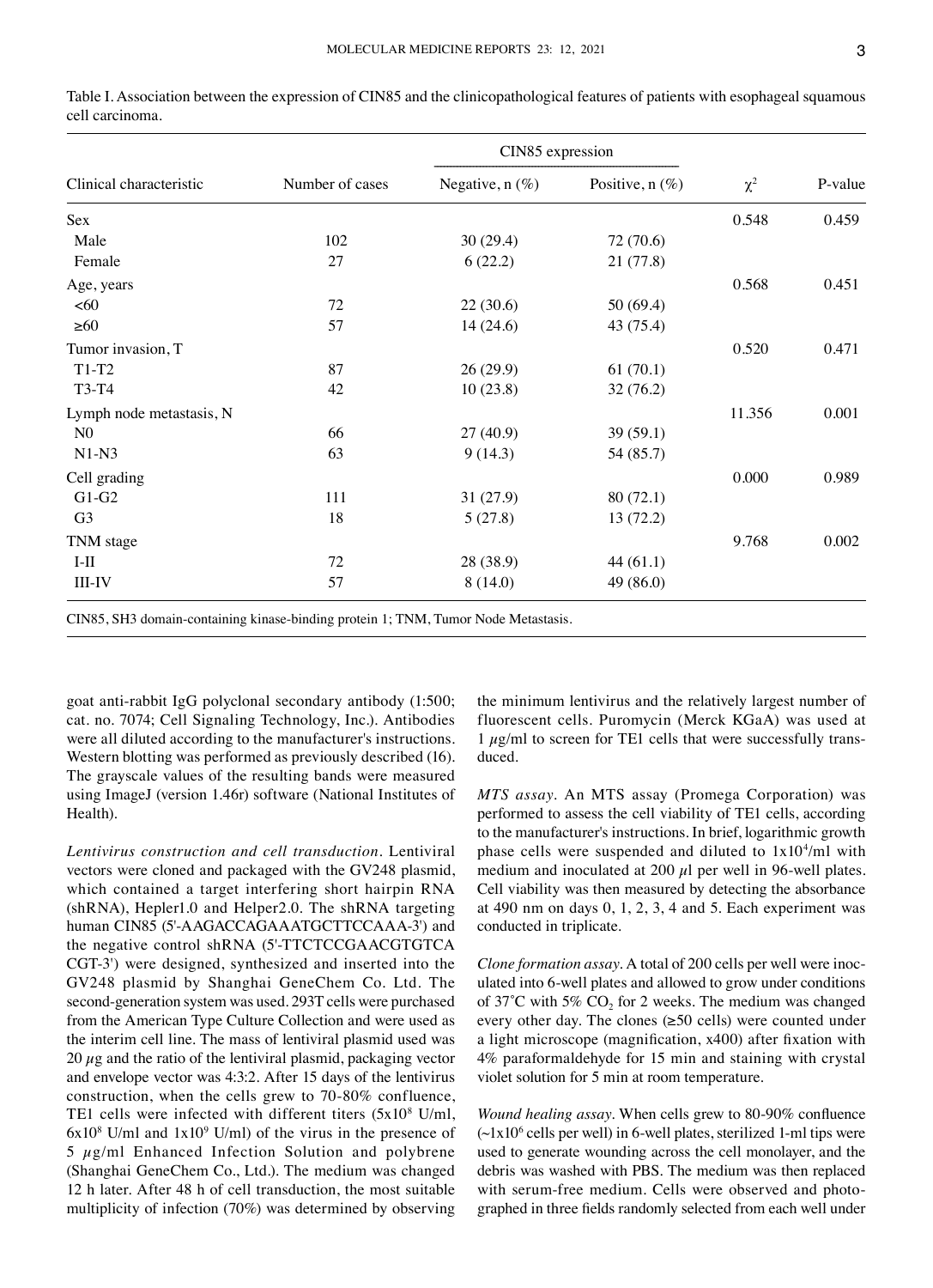Table I. Association between the expression of CIN85 and the clinicopathological features of patients with esophageal squamous cell carcinoma.

| Clinical characteristic | Number of cases | CIN85 expression | | $\chi^2$ | P-value |
|---|---|---|---|---|---|
| | | Negative, n (%) | Positive, n (%) | | |
| Sex | | | | 0.548 | 0.459 |
| Male | 102 | 30 (29.4) | 72 (70.6) | | |
| Female | 27 | 6 (22.2) | 21 (77.8) | | |
| Age, years | | | | 0.568 | 0.451 |
| <60 | 72 | 22 (30.6) | 50 (69.4) | | |
| ≥60 | 57 | 14 (24.6) | 43 (75.4) | | |
| Tumor invasion, T | | | | 0.520 | 0.471 |
| T1-T2 | 87 | 26 (29.9) | 61 (70.1) | | |
| T3-T4 | 42 | 10 (23.8) | 32 (76.2) | | |
| Lymph node metastasis, N | | | | 11.356 | 0.001 |
| N0 | 66 | 27 (40.9) | 39 (59.1) | | |
| N1-N3 | 63 | 9 (14.3) | 54 (85.7) | | |
| Cell grading | | | | 0.000 | 0.989 |
| G1-G2 | 111 | 31 (27.9) | 80 (72.1) | | |
| G3 | 18 | 5 (27.8) | 13 (72.2) | | |
| TNM stage | | | | 9.768 | 0.002 |
| I-II | 72 | 28 (38.9) | 44 (61.1) | | |
| III-IV | 57 | 8 (14.0) | 49 (86.0) | | |

CIN85, SH3 domain-containing kinase-binding protein 1; TNM, Tumor Node Metastasis.

goat anti-rabbit IgG polyclonal secondary antibody (1:500; cat. no. 7074; Cell Signaling Technology, Inc.). Antibodies were all diluted according to the manufacturer's instructions. Western blotting was performed as previously described (16). The grayscale values of the resulting bands were measured using ImageJ (version 1.46r) software (National Institutes of Health).

*Lentivirus construction and cell transduction.* Lentiviral vectors were cloned and packaged with the GV248 plasmid, which contained a target interfering short hairpin RNA (shRNA), Hepler1.0 and Helper2.0. The shRNA targeting human CIN85 (5'-AAGACCAGAAATGCTTCCAAA-3') and the negative control shRNA (5'-TTCTCCGAACGTGTCACGT-3') were designed, synthesized and inserted into the GV248 plasmid by Shanghai GeneChem Co. Ltd. The second-generation system was used. 293T cells were purchased from the American Type Culture Collection and were used as the interim cell line. The mass of lentiviral plasmid used was 20 $\mu$g and the ratio of the lentiviral plasmid, packaging vector and envelope vector was 4:3:2. After 15 days of the lentivirus construction, when the cells grew to 70-80% confluence, TE1 cells were infected with different titers ($5\times10^8$ U/ml, $6\times10^8$ U/ml and $1\times10^9$ U/ml) of the virus in the presence of 5 $\mu$g/ml Enhanced Infection Solution and polybrene (Shanghai GeneChem Co., Ltd.). The medium was changed 12 h later. After 48 h of cell transduction, the most suitable multiplicity of infection (70%) was determined by observing the minimum lentivirus and the relatively largest number of fluorescent cells. Puromycin (Merck KGaA) was used at 1 $\mu$g/ml to screen for TE1 cells that were successfully transduced.

*MTS assay.* An MTS assay (Promega Corporation) was performed to assess the cell viability of TE1 cells, according to the manufacturer's instructions. In brief, logarithmic growth phase cells were suspended and diluted to $1\times10^4$/ml with medium and inoculated at 200 $\mu$l per well in 96-well plates. Cell viability was then measured by detecting the absorbance at 490 nm on days 0, 1, 2, 3, 4 and 5. Each experiment was conducted in triplicate.

*Clone formation assay.* A total of 200 cells per well were inoculated into 6-well plates and allowed to grow under conditions of 37˚C with 5% $CO_2$ for 2 weeks. The medium was changed every other day. The clones (≥50 cells) were counted under a light microscope (magnification, x400) after fixation with 4% paraformaldehyde for 15 min and staining with crystal violet solution for 5 min at room temperature.

*Wound healing assay.* When cells grew to 80-90% confluence (~$1\times10^6$ cells per well) in 6-well plates, sterilized 1-ml tips were used to generate wounding across the cell monolayer, and the debris was washed with PBS. The medium was then replaced with serum-free medium. Cells were observed and photographed in three fields randomly selected from each well under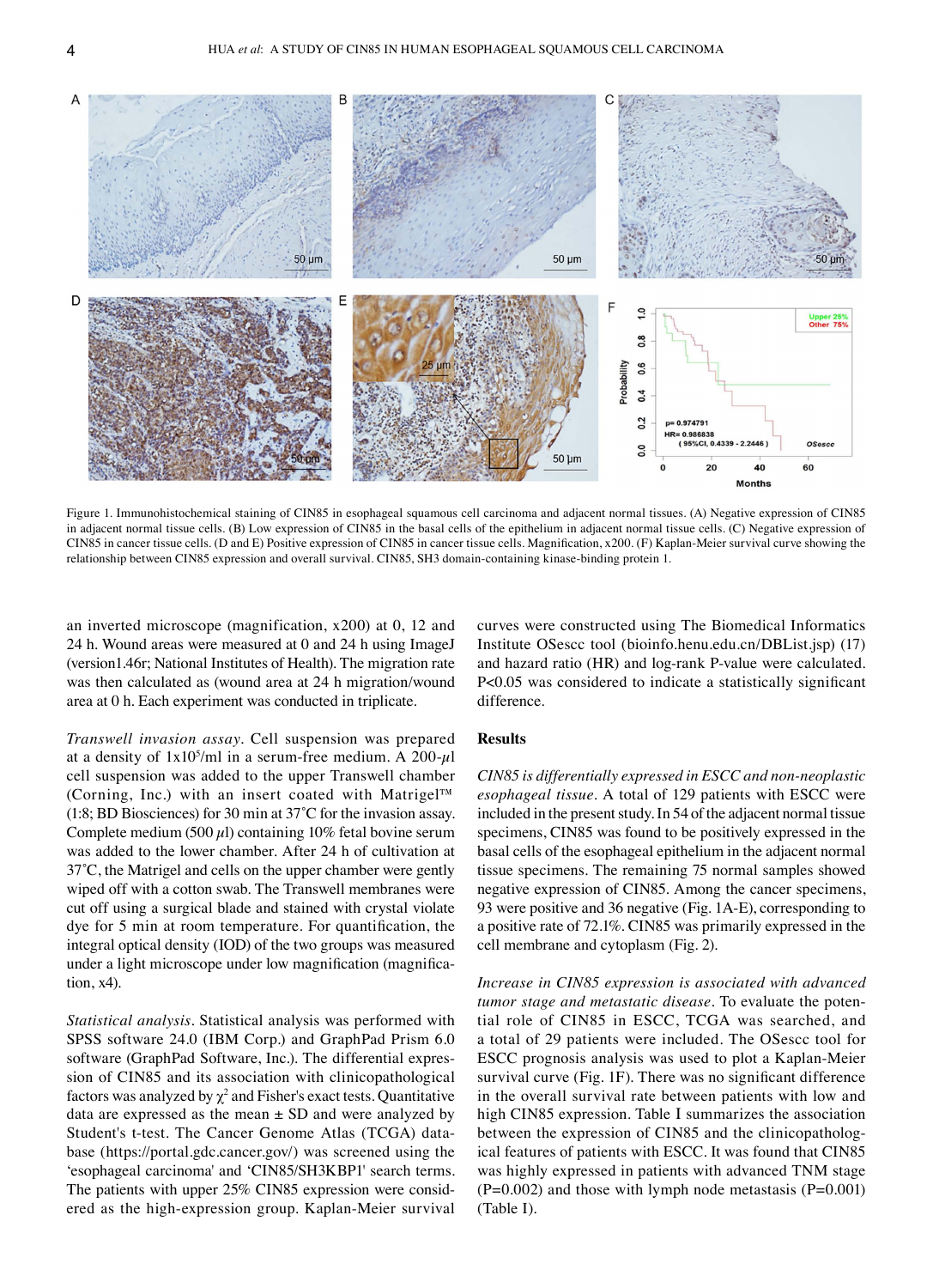Figure 1. Immunohistochemical staining of CIN85 in esophageal squamous cell carcinoma and adjacent normal tissues. (A) Negative expression of CIN85 in adjacent normal tissue cells. (B) Low expression of CIN85 in the basal cells of the epithelium in adjacent normal tissue cells. (C) Negative expression of CIN85 in cancer tissue cells. (D and E) Positive expression of CIN85 in cancer tissue cells. Magnification, x200. (F) Kaplan-Meier survival curve showing the relationship between CIN85 expression and overall survival. CIN85, SH3 domain-containing kinase-binding protein 1.

an inverted microscope (magnification, x200) at 0, 12 and 24 h. Wound areas were measured at 0 and 24 h using ImageJ (version1.46r; National Institutes of Health). The migration rate was then calculated as (wound area at 24 h migration/wound area at 0 h. Each experiment was conducted in triplicate.

*Transwell invasion assay*. Cell suspension was prepared at a density of $1 \times 10^5$/ml in a serum-free medium. A 200-$\mu$l cell suspension was added to the upper Transwell chamber (Corning, Inc.) with an insert coated with Matrigel™ (1:8; BD Biosciences) for 30 min at 37˚C for the invasion assay. Complete medium (500 $\mu$l) containing 10% fetal bovine serum was added to the lower chamber. After 24 h of cultivation at 37˚C, the Matrigel and cells on the upper chamber were gently wiped off with a cotton swab. The Transwell membranes were cut off using a surgical blade and stained with crystal violate dye for 5 min at room temperature. For quantification, the integral optical density (IOD) of the two groups was measured under a light microscope under low magnification (magnification, x4).

*Statistical analysis*. Statistical analysis was performed with SPSS software 24.0 (IBM Corp.) and GraphPad Prism 6.0 software (GraphPad Software, Inc.). The differential expression of CIN85 and its association with clinicopathological factors was analyzed by $\chi^2$ and Fisher's exact tests. Quantitative data are expressed as the mean ± SD and were analyzed by Student's t-test. The Cancer Genome Atlas (TCGA) database (https://portal.gdc.cancer.gov/) was screened using the 'esophageal carcinoma' and 'CIN85/SH3KBP1' search terms. The patients with upper 25% CIN85 expression were considered as the high-expression group. Kaplan-Meier survival curves were constructed using The Biomedical Informatics Institute OSescc tool (bioinfo.henu.edu.cn/DBList.jsp) (17) and hazard ratio (HR) and log-rank P-value were calculated. P<0.05 was considered to indicate a statistically significant difference.

## Results

*CIN85 is differentially expressed in ESCC and non-neoplastic esophageal tissue*. A total of 129 patients with ESCC were included in the present study. In 54 of the adjacent normal tissue specimens, CIN85 was found to be positively expressed in the basal cells of the esophageal epithelium in the adjacent normal tissue specimens. The remaining 75 normal samples showed negative expression of CIN85. Among the cancer specimens, 93 were positive and 36 negative (Fig. 1A-E), corresponding to a positive rate of 72.1%. CIN85 was primarily expressed in the cell membrane and cytoplasm (Fig. 2).

*Increase in CIN85 expression is associated with advanced tumor stage and metastatic disease*. To evaluate the potential role of CIN85 in ESCC, TCGA was searched, and a total of 29 patients were included. The OSescc tool for ESCC prognosis analysis was used to plot a Kaplan-Meier survival curve (Fig. 1F). There was no significant difference in the overall survival rate between patients with low and high CIN85 expression. Table I summarizes the association between the expression of CIN85 and the clinicopathological features of patients with ESCC. It was found that CIN85 was highly expressed in patients with advanced TNM stage (P=0.002) and those with lymph node metastasis (P=0.001) (Table I).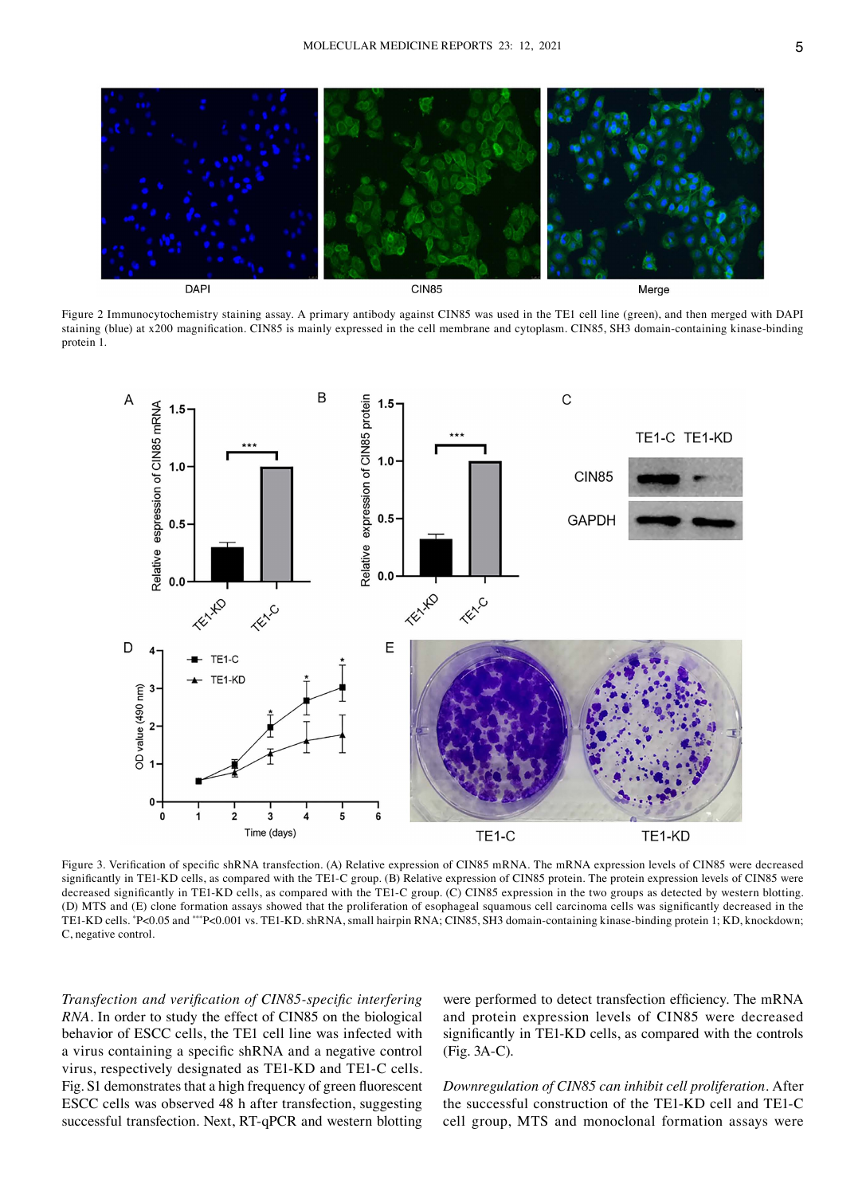Figure 2 Immunocytochemistry staining assay. A primary antibody against CIN85 was used in the TE1 cell line (green), and then merged with DAPI staining (blue) at x200 magnification. CIN85 is mainly expressed in the cell membrane and cytoplasm. CIN85, SH3 domain-containing kinase-binding protein 1.

Figure 3. Verification of specific shRNA transfection. (A) Relative expression of CIN85 mRNA. The mRNA expression levels of CIN85 were decreased significantly in TE1-KD cells, as compared with the TE1-C group. (B) Relative expression of CIN85 protein. The protein expression levels of CIN85 were decreased significantly in TE1-KD cells, as compared with the TE1-C group. (C) CIN85 expression in the two groups as detected by western blotting. (D) MTS and (E) clone formation assays showed that the proliferation of esophageal squamous cell carcinoma cells was significantly decreased in the TE1-KD cells. *P<0.05 and ***P<0.001 vs. TE1-KD. shRNA, small hairpin RNA; CIN85, SH3 domain-containing kinase-binding protein 1; KD, knockdown; C, negative control.

*Transfection and verification of CIN85-specific interfering RNA*. In order to study the effect of CIN85 on the biological behavior of ESCC cells, the TE1 cell line was infected with a virus containing a specific shRNA and a negative control virus, respectively designated as TE1-KD and TE1-C cells. Fig. S1 demonstrates that a high frequency of green fluorescent ESCC cells was observed 48 h after transfection, suggesting successful transfection. Next, RT-qPCR and western blotting were performed to detect transfection efficiency. The mRNA and protein expression levels of CIN85 were decreased significantly in TE1-KD cells, as compared with the controls (Fig. 3A-C).

*Downregulation of CIN85 can inhibit cell proliferation*. After the successful construction of the TE1-KD cell and TE1-C cell group, MTS and monoclonal formation assays were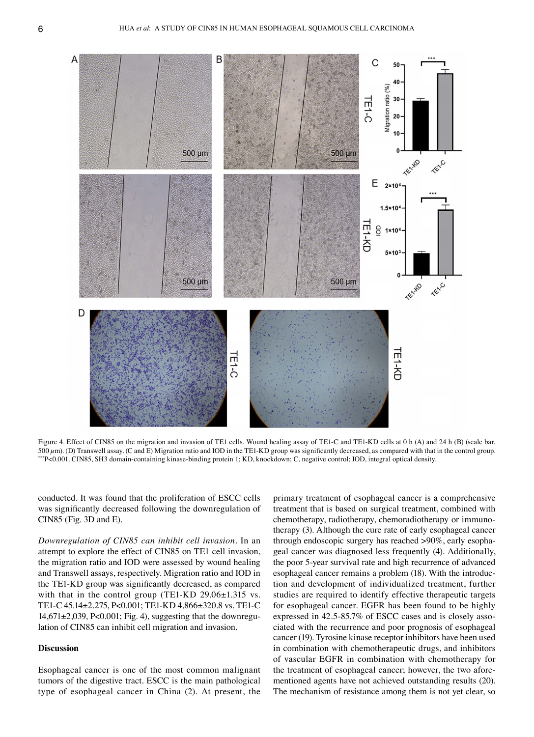Figure 4. Effect of CIN85 on the migration and invasion of TE1 cells. Wound healing assay of TE1-C and TE1-KD cells at 0 h (A) and 24 h (B) (scale bar, 500 $\mu$m). (D) Transwell assay. (C and E) Migration ratio and IOD in the TE1-KD group was significantly decreased, as compared with that in the control group. ***P<0.001. CIN85, SH3 domain-containing kinase-binding protein 1; KD, knockdown; C, negative control; IOD, integral optical density.

conducted. It was found that the proliferation of ESCC cells was significantly decreased following the downregulation of CIN85 (Fig. 3D and E).

*Downregulation of CIN85 can inhibit cell invasion.* In an attempt to explore the effect of CIN85 on TE1 cell invasion, the migration ratio and IOD were assessed by wound healing and Transwell assays, respectively. Migration ratio and IOD in the TE1-KD group was significantly decreased, as compared with that in the control group (TE1-KD 29.06±1.315 vs. TE1-C 45.14±2.275, P<0.001; TE1-KD 4,866±320.8 vs. TE1-C 14,671±2,039, P<0.001; Fig. 4), suggesting that the downregulation of CIN85 can inhibit cell migration and invasion.

## Discussion

Esophageal cancer is one of the most common malignant tumors of the digestive tract. ESCC is the main pathological type of esophageal cancer in China (2). At present, the primary treatment of esophageal cancer is a comprehensive treatment that is based on surgical treatment, combined with chemotherapy, radiotherapy, chemoradiotherapy or immunotherapy (3). Although the cure rate of early esophageal cancer through endoscopic surgery has reached >90%, early esophageal cancer was diagnosed less frequently (4). Additionally, the poor 5-year survival rate and high recurrence of advanced esophageal cancer remains a problem (18). With the introduction and development of individualized treatment, further studies are required to identify effective therapeutic targets for esophageal cancer. EGFR has been found to be highly expressed in 42.5-85.7% of ESCC cases and is closely associated with the recurrence and poor prognosis of esophageal cancer (19). Tyrosine kinase receptor inhibitors have been used in combination with chemotherapeutic drugs, and inhibitors of vascular EGFR in combination with chemotherapy for the treatment of esophageal cancer; however, the two aforementioned agents have not achieved outstanding results (20). The mechanism of resistance among them is not yet clear, so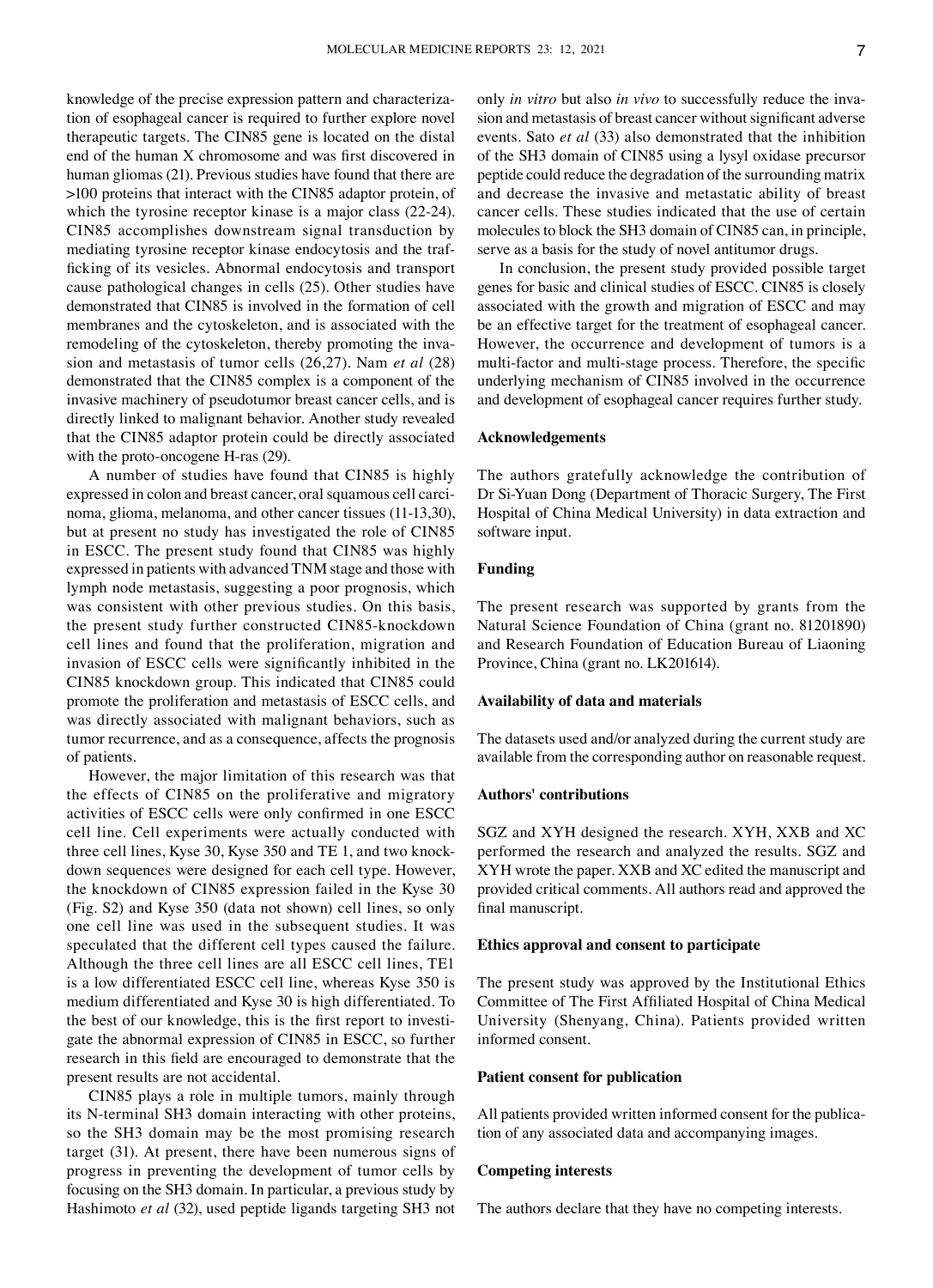knowledge of the precise expression pattern and characterization of esophageal cancer is required to further explore novel therapeutic targets. The CIN85 gene is located on the distal end of the human X chromosome and was first discovered in human gliomas (21). Previous studies have found that there are >100 proteins that interact with the CIN85 adaptor protein, of which the tyrosine receptor kinase is a major class (22-24). CIN85 accomplishes downstream signal transduction by mediating tyrosine receptor kinase endocytosis and the trafficking of its vesicles. Abnormal endocytosis and transport cause pathological changes in cells (25). Other studies have demonstrated that CIN85 is involved in the formation of cell membranes and the cytoskeleton, and is associated with the remodeling of the cytoskeleton, thereby promoting the invasion and metastasis of tumor cells (26,27). Nam *et al* (28) demonstrated that the CIN85 complex is a component of the invasive machinery of pseudotumor breast cancer cells, and is directly linked to malignant behavior. Another study revealed that the CIN85 adaptor protein could be directly associated with the proto-oncogene H-ras (29).

A number of studies have found that CIN85 is highly expressed in colon and breast cancer, oral squamous cell carcinoma, glioma, melanoma, and other cancer tissues (11-13,30), but at present no study has investigated the role of CIN85 in ESCC. The present study found that CIN85 was highly expressed in patients with advanced TNM stage and those with lymph node metastasis, suggesting a poor prognosis, which was consistent with other previous studies. On this basis, the present study further constructed CIN85-knockdown cell lines and found that the proliferation, migration and invasion of ESCC cells were significantly inhibited in the CIN85 knockdown group. This indicated that CIN85 could promote the proliferation and metastasis of ESCC cells, and was directly associated with malignant behaviors, such as tumor recurrence, and as a consequence, affects the prognosis of patients.

However, the major limitation of this research was that the effects of CIN85 on the proliferative and migratory activities of ESCC cells were only confirmed in one ESCC cell line. Cell experiments were actually conducted with three cell lines, Kyse 30, Kyse 350 and TE 1, and two knockdown sequences were designed for each cell type. However, the knockdown of CIN85 expression failed in the Kyse 30 (Fig. S2) and Kyse 350 (data not shown) cell lines, so only one cell line was used in the subsequent studies. It was speculated that the different cell types caused the failure. Although the three cell lines are all ESCC cell lines, TE1 is a low differentiated ESCC cell line, whereas Kyse 350 is medium differentiated and Kyse 30 is high differentiated. To the best of our knowledge, this is the first report to investigate the abnormal expression of CIN85 in ESCC, so further research in this field are encouraged to demonstrate that the present results are not accidental.

CIN85 plays a role in multiple tumors, mainly through its N-terminal SH3 domain interacting with other proteins, so the SH3 domain may be the most promising research target (31). At present, there have been numerous signs of progress in preventing the development of tumor cells by focusing on the SH3 domain. In particular, a previous study by Hashimoto *et al* (32), used peptide ligands targeting SH3 not only *in vitro* but also *in vivo* to successfully reduce the invasion and metastasis of breast cancer without significant adverse events. Sato *et al* (33) also demonstrated that the inhibition of the SH3 domain of CIN85 using a lysyl oxidase precursor peptide could reduce the degradation of the surrounding matrix and decrease the invasive and metastatic ability of breast cancer cells. These studies indicated that the use of certain molecules to block the SH3 domain of CIN85 can, in principle, serve as a basis for the study of novel antitumor drugs.

In conclusion, the present study provided possible target genes for basic and clinical studies of ESCC. CIN85 is closely associated with the growth and migration of ESCC and may be an effective target for the treatment of esophageal cancer. However, the occurrence and development of tumors is a multi-factor and multi-stage process. Therefore, the specific underlying mechanism of CIN85 involved in the occurrence and development of esophageal cancer requires further study.

## Acknowledgements

The authors gratefully acknowledge the contribution of Dr Si-Yuan Dong (Department of Thoracic Surgery, The First Hospital of China Medical University) in data extraction and software input.

## Funding

The present research was supported by grants from the Natural Science Foundation of China (grant no. 81201890) and Research Foundation of Education Bureau of Liaoning Province, China (grant no. LK201614).

## Availability of data and materials

The datasets used and/or analyzed during the current study are available from the corresponding author on reasonable request.

## Authors' contributions

SGZ and XYH designed the research. XYH, XXB and XC performed the research and analyzed the results. SGZ and XYH wrote the paper. XXB and XC edited the manuscript and provided critical comments. All authors read and approved the final manuscript.

## Ethics approval and consent to participate

The present study was approved by the Institutional Ethics Committee of The First Affiliated Hospital of China Medical University (Shenyang, China). Patients provided written informed consent.

## Patient consent for publication

All patients provided written informed consent for the publication of any associated data and accompanying images.

## Competing interests

The authors declare that they have no competing interests.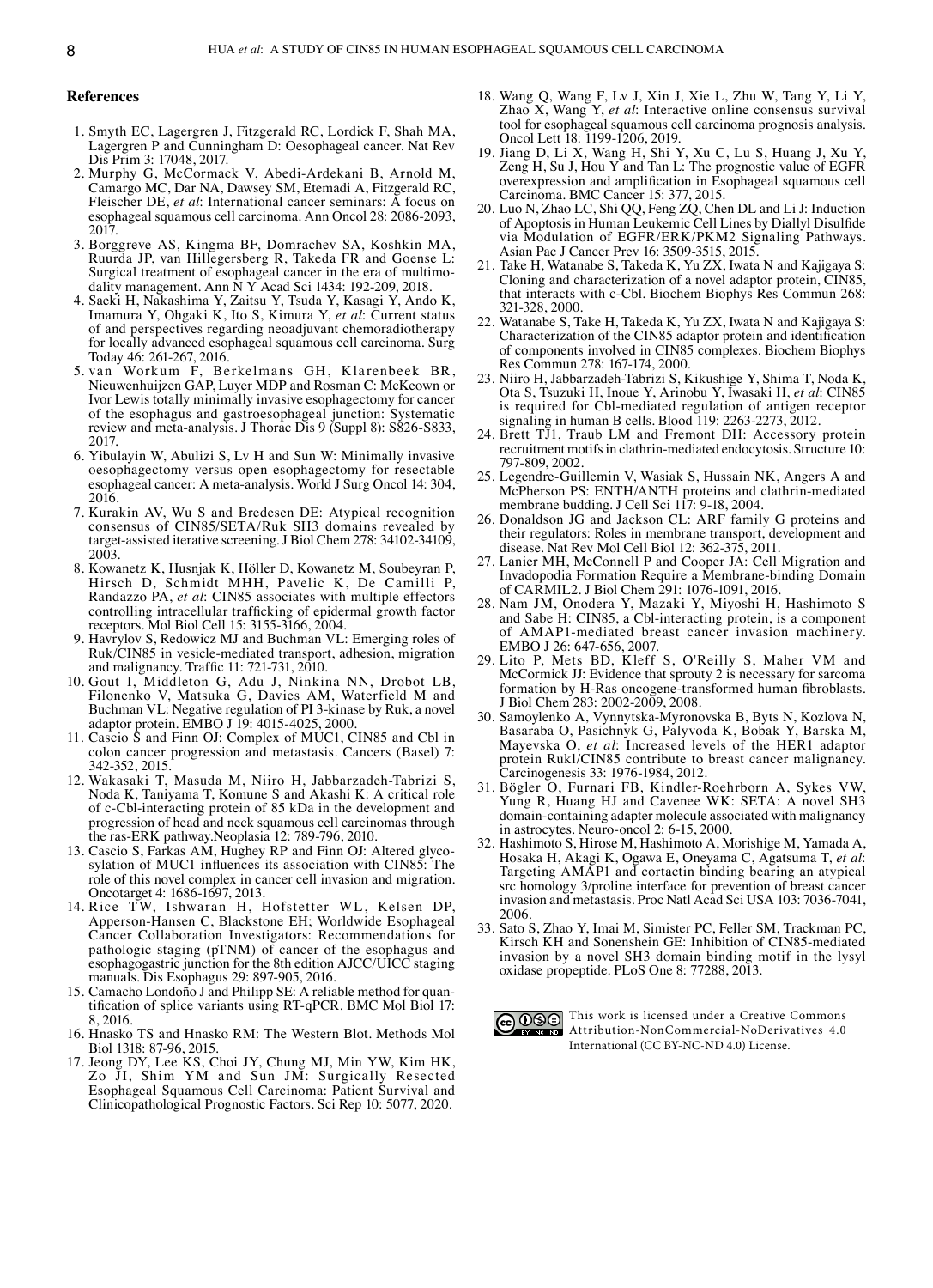## References

1. Smyth EC, Lagergren J, Fitzgerald RC, Lordick F, Shah MA, Lagergren P and Cunningham D: Oesophageal cancer. Nat Rev Dis Prim 3: 17048, 2017.
2. Murphy G, McCormack V, Abedi-Ardekani B, Arnold M, Camargo MC, Dar NA, Dawsey SM, Etemadi A, Fitzgerald RC, Fleischer DE, *et al*: International cancer seminars: A focus on esophageal squamous cell carcinoma. Ann Oncol 28: 2086-2093, 2017.
3. Borggreve AS, Kingma BF, Domrachev SA, Koshkin MA, Ruurda JP, van Hillegersberg R, Takeda FR and Goense L: Surgical treatment of esophageal cancer in the era of multimodality management. Ann N Y Acad Sci 1434: 192-209, 2018.
4. Saeki H, Nakashima Y, Zaitsu Y, Tsuda Y, Kasagi Y, Ando K, Imamura Y, Ohgaki K, Ito S, Kimura Y, *et al*: Current status of and perspectives regarding neoadjuvant chemoradiotherapy for locally advanced esophageal squamous cell carcinoma. Surg Today 46: 261-267, 2016.
5. van Workum F, Berkelmans GH, Klarenbeek BR, Nieuwenhuijzen GAP, Luyer MDP and Rosman C: McKeown or Ivor Lewis totally minimally invasive esophagectomy for cancer of the esophagus and gastroesophageal junction: Systematic review and meta-analysis. J Thorac Dis 9 (Suppl 8): S826-S833, 2017.
6. Yibulayin W, Abulizi S, Lv H and Sun W: Minimally invasive oesophagectomy versus open esophagectomy for resectable esophageal cancer: A meta-analysis. World J Surg Oncol 14: 304, 2016.
7. Kurakin AV, Wu S and Bredesen DE: Atypical recognition consensus of CIN85/SETA/Ruk SH3 domains revealed by target-assisted iterative screening. J Biol Chem 278: 34102-34109, 2003.
8. Kowanetz K, Husnjak K, Höller D, Kowanetz M, Soubeyran P, Hirsch D, Schmidt MHH, Pavelic K, De Camilli P, Randazzo PA, *et al*: CIN85 associates with multiple effectors controlling intracellular trafficking of epidermal growth factor receptors. Mol Biol Cell 15: 3155-3166, 2004.
9. Havrylov S, Redowicz MJ and Buchman VL: Emerging roles of Ruk/CIN85 in vesicle-mediated transport, adhesion, migration and malignancy. Traffic 11: 721-731, 2010.
10. Gout I, Middleton G, Adu J, Ninkina NN, Drobot LB, Filonenko V, Matsuka G, Davies AM, Waterfield M and Buchman VL: Negative regulation of PI 3-kinase by Ruk, a novel adaptor protein. EMBO J 19: 4015-4025, 2000.
11. Cascio S and Finn OJ: Complex of MUC1, CIN85 and Cbl in colon cancer progression and metastasis. Cancers (Basel) 7: 342-352, 2015.
12. Wakasaki T, Masuda M, Niiro H, Jabbarzadeh-Tabrizi S, Noda K, Taniyama T, Komune S and Akashi K: A critical role of c-Cbl-interacting protein of 85 kDa in the development and progression of head and neck squamous cell carcinomas through the ras-ERK pathway.Neoplasia 12: 789-796, 2010.
13. Cascio S, Farkas AM, Hughey RP and Finn OJ: Altered glycosylation of MUC1 influences its association with CIN85: The role of this novel complex in cancer cell invasion and migration. Oncotarget 4: 1686-1697, 2013.
14. Rice TW, Ishwaran H, Hofstetter WL, Kelsen DP, Apperson-Hansen C, Blackstone EH; Worldwide Esophageal Cancer Collaboration Investigators: Recommendations for pathologic staging (pTNM) of cancer of the esophagus and esophagogastric junction for the 8th edition AJCC/UICC staging manuals. Dis Esophagus 29: 897-905, 2016.
15. Camacho Londoño J and Philipp SE: A reliable method for quantification of splice variants using RT-qPCR. BMC Mol Biol 17: 8, 2016.
16. Hnasko TS and Hnasko RM: The Western Blot. Methods Mol Biol 1318: 87-96, 2015.
17. Jeong DY, Lee KS, Choi JY, Chung MJ, Min YW, Kim HK, Zo JI, Shim YM and Sun JM: Surgically Resected Esophageal Squamous Cell Carcinoma: Patient Survival and Clinicopathological Prognostic Factors. Sci Rep 10: 5077, 2020.
18. Wang Q, Wang F, Lv J, Xin J, Xie L, Zhu W, Tang Y, Li Y, Zhao X, Wang Y, *et al*: Interactive online consensus survival tool for esophageal squamous cell carcinoma prognosis analysis. Oncol Lett 18: 1199-1206, 2019.
19. Jiang D, Li X, Wang H, Shi Y, Xu C, Lu S, Huang J, Xu Y, Zeng H, Su J, Hou Y and Tan L: The prognostic value of EGFR overexpression and amplification in Esophageal squamous cell Carcinoma. BMC Cancer 15: 377, 2015.
20. Luo N, Zhao LC, Shi QQ, Feng ZQ, Chen DL and Li J: Induction of Apoptosis in Human Leukemic Cell Lines by Diallyl Disulfide via Modulation of EGFR/ERK/PKM2 Signaling Pathways. Asian Pac J Cancer Prev 16: 3509-3515, 2015.
21. Take H, Watanabe S, Takeda K, Yu ZX, Iwata N and Kajigaya S: Cloning and characterization of a novel adaptor protein, CIN85, that interacts with c-Cbl. Biochem Biophys Res Commun 268: 321-328, 2000.
22. Watanabe S, Take H, Takeda K, Yu ZX, Iwata N and Kajigaya S: Characterization of the CIN85 adaptor protein and identification of components involved in CIN85 complexes. Biochem Biophys Res Commun 278: 167-174, 2000.
23. Niiro H, Jabbarzadeh-Tabrizi S, Kikushige Y, Shima T, Noda K, Ota S, Tsuzuki H, Inoue Y, Arinobu Y, Iwasaki H, *et al*: CIN85 is required for Cbl-mediated regulation of antigen receptor signaling in human B cells. Blood 119: 2263-2273, 2012.
24. Brett TJ1, Traub LM and Fremont DH: Accessory protein recruitment motifs in clathrin-mediated endocytosis. Structure 10: 797-809, 2002.
25. Legendre-Guillemin V, Wasiak S, Hussain NK, Angers A and McPherson PS: ENTH/ANTH proteins and clathrin-mediated membrane budding. J Cell Sci 117: 9-18, 2004.
26. Donaldson JG and Jackson CL: ARF family G proteins and their regulators: Roles in membrane transport, development and disease. Nat Rev Mol Cell Biol 12: 362-375, 2011.
27. Lanier MH, McConnell P and Cooper JA: Cell Migration and Invadopodia Formation Require a Membrane-binding Domain of CARMIL2. J Biol Chem 291: 1076-1091, 2016.
28. Nam JM, Onodera Y, Mazaki Y, Miyoshi H, Hashimoto S and Sabe H: CIN85, a Cbl-interacting protein, is a component of AMAP1-mediated breast cancer invasion machinery. EMBO J 26: 647-656, 2007.
29. Lito P, Mets BD, Kleff S, O'Reilly S, Maher VM and McCormick JJ: Evidence that sprouty 2 is necessary for sarcoma formation by H-Ras oncogene-transformed human fibroblasts. J Biol Chem 283: 2002-2009, 2008.
30. Samoylenko A, Vynnytska-Myronovska B, Byts N, Kozlova N, Basaraba O, Pasichnyk G, Palyvoda K, Bobak Y, Barska M, Mayevska O, *et al*: Increased levels of the HER1 adaptor protein Rukl/CIN85 contribute to breast cancer malignancy. Carcinogenesis 33: 1976-1984, 2012.
31. Bögler O, Furnari FB, Kindler-Roehrborn A, Sykes VW, Yung R, Huang HJ and Cavenee WK: SETA: A novel SH3 domain-containing adapter molecule associated with malignancy in astrocytes. Neuro-oncol 2: 6-15, 2000.
32. Hashimoto S, Hirose M, Hashimoto A, Morishige M, Yamada A, Hosaka H, Akagi K, Ogawa E, Oneyama C, Agatsuma T, *et al*: Targeting AMAP1 and cortactin binding bearing an atypical src homology 3/proline interface for prevention of breast cancer invasion and metastasis. Proc Natl Acad Sci USA 103: 7036-7041, 2006.
33. Sato S, Zhao Y, Imai M, Simister PC, Feller SM, Trackman PC, Kirsch KH and Sonenshein GE: Inhibition of CIN85-mediated invasion by a novel SH3 domain binding motif in the lysyl oxidase propeptide. PLoS One 8: 77288, 2013.

This work is licensed under a Creative Commons Attribution-NonCommercial-NoDerivatives 4.0 International (CC BY-NC-ND 4.0) License.